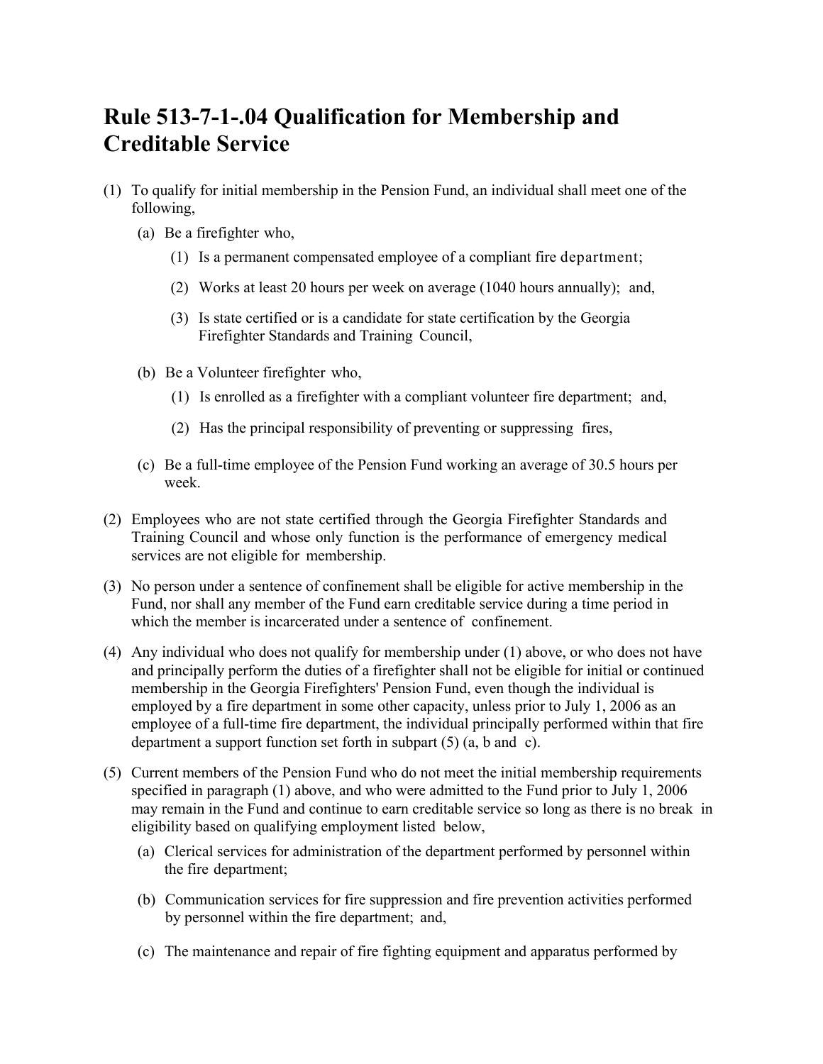# Rule 513-7-1-.04 Qualification for Membership and Creditable Service

(1) To qualify for initial membership in the Pension Fund, an individual shall meet one of the following,

  (a) Be a firefighter who,

    (1) Is a permanent compensated employee of a compliant fire department;

    (2) Works at least 20 hours per week on average (1040 hours annually); and,

    (3) Is state certified or is a candidate for state certification by the Georgia Firefighter Standards and Training Council,

  (b) Be a Volunteer firefighter who,

    (1) Is enrolled as a firefighter with a compliant volunteer fire department; and,

    (2) Has the principal responsibility of preventing or suppressing fires,

  (c) Be a full-time employee of the Pension Fund working an average of 30.5 hours per week.

(2) Employees who are not state certified through the Georgia Firefighter Standards and Training Council and whose only function is the performance of emergency medical services are not eligible for membership.

(3) No person under a sentence of confinement shall be eligible for active membership in the Fund, nor shall any member of the Fund earn creditable service during a time period in which the member is incarcerated under a sentence of confinement.

(4) Any individual who does not qualify for membership under (1) above, or who does not have and principally perform the duties of a firefighter shall not be eligible for initial or continued membership in the Georgia Firefighters' Pension Fund, even though the individual is employed by a fire department in some other capacity, unless prior to July 1, 2006 as an employee of a full-time fire department, the individual principally performed within that fire department a support function set forth in subpart (5) (a, b and c).

(5) Current members of the Pension Fund who do not meet the initial membership requirements specified in paragraph (1) above, and who were admitted to the Fund prior to July 1, 2006 may remain in the Fund and continue to earn creditable service so long as there is no break in eligibility based on qualifying employment listed below,

  (a) Clerical services for administration of the department performed by personnel within the fire department;

  (b) Communication services for fire suppression and fire prevention activities performed by personnel within the fire department; and,

  (c) The maintenance and repair of fire fighting equipment and apparatus performed by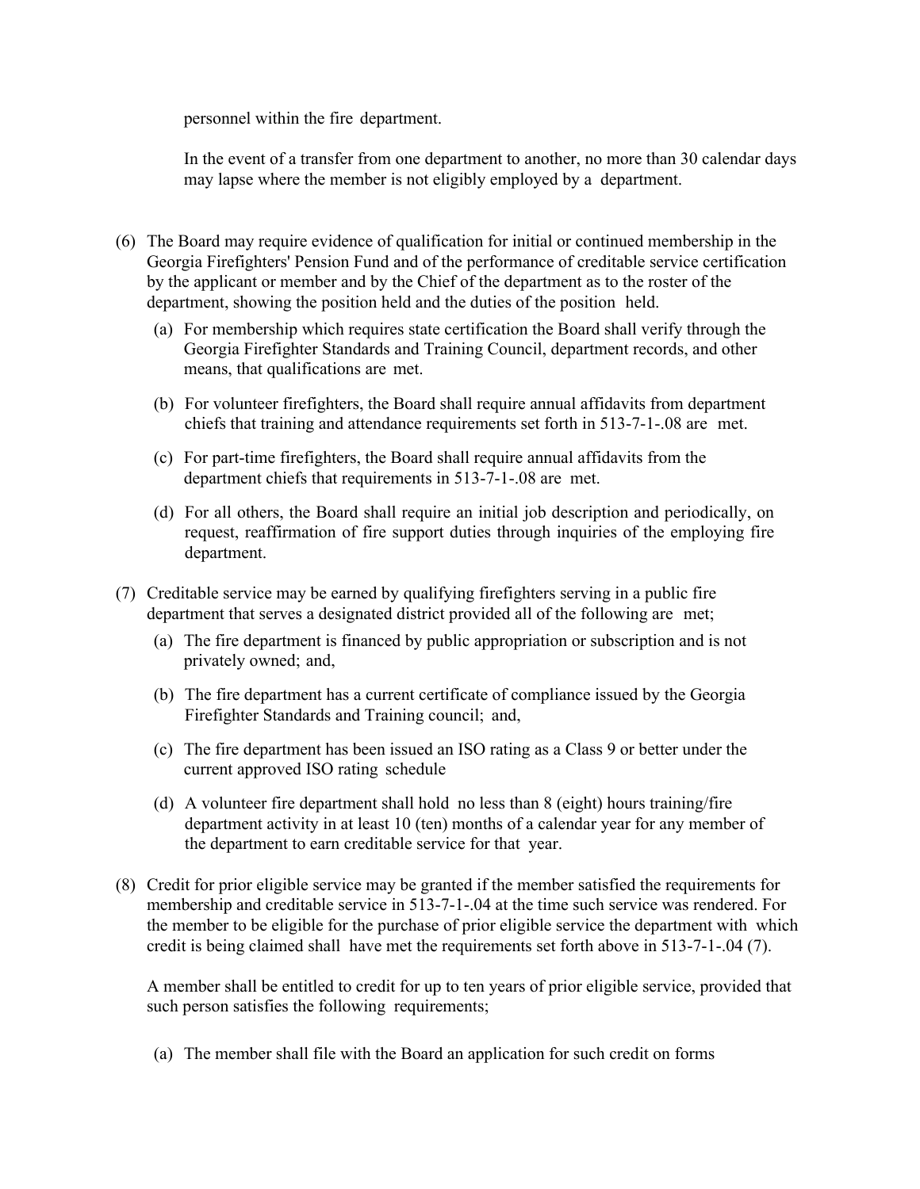personnel within the fire department.

In the event of a transfer from one department to another, no more than 30 calendar days may lapse where the member is not eligibly employed by a department.

(6) The Board may require evidence of qualification for initial or continued membership in the Georgia Firefighters' Pension Fund and of the performance of creditable service certification by the applicant or member and by the Chief of the department as to the roster of the department, showing the position held and the duties of the position held.

   (a) For membership which requires state certification the Board shall verify through the Georgia Firefighter Standards and Training Council, department records, and other means, that qualifications are met.

   (b) For volunteer firefighters, the Board shall require annual affidavits from department chiefs that training and attendance requirements set forth in 513-7-1-.08 are met.

   (c) For part-time firefighters, the Board shall require annual affidavits from the department chiefs that requirements in 513-7-1-.08 are met.

   (d) For all others, the Board shall require an initial job description and periodically, on request, reaffirmation of fire support duties through inquiries of the employing fire department.

(7) Creditable service may be earned by qualifying firefighters serving in a public fire department that serves a designated district provided all of the following are met;

   (a) The fire department is financed by public appropriation or subscription and is not privately owned; and,

   (b) The fire department has a current certificate of compliance issued by the Georgia Firefighter Standards and Training council; and,

   (c) The fire department has been issued an ISO rating as a Class 9 or better under the current approved ISO rating schedule

   (d) A volunteer fire department shall hold no less than 8 (eight) hours training/fire department activity in at least 10 (ten) months of a calendar year for any member of the department to earn creditable service for that year.

(8) Credit for prior eligible service may be granted if the member satisfied the requirements for membership and creditable service in 513-7-1-.04 at the time such service was rendered. For the member to be eligible for the purchase of prior eligible service the department with which credit is being claimed shall have met the requirements set forth above in 513-7-1-.04 (7).

A member shall be entitled to credit for up to ten years of prior eligible service, provided that such person satisfies the following requirements;

   (a) The member shall file with the Board an application for such credit on forms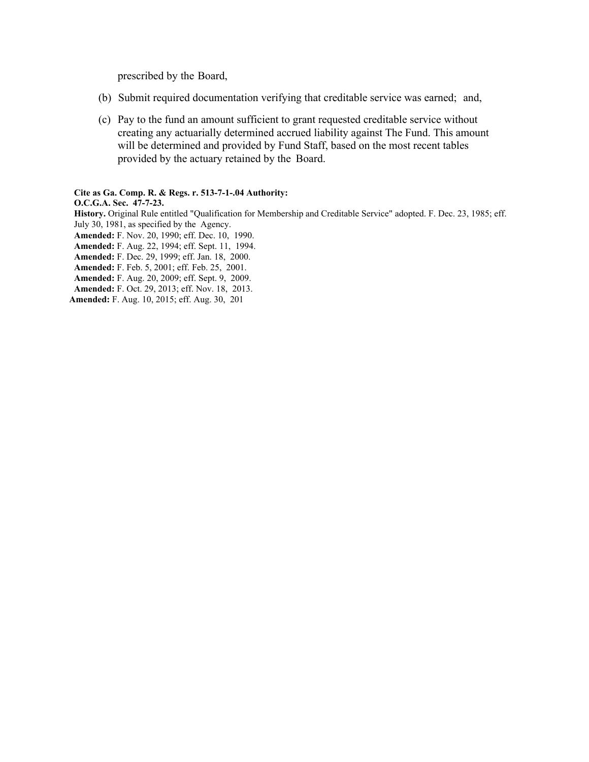prescribed by the Board,

(b) Submit required documentation verifying that creditable service was earned; and,

(c) Pay to the fund an amount sufficient to grant requested creditable service without creating any actuarially determined accrued liability against The Fund. This amount will be determined and provided by Fund Staff, based on the most recent tables provided by the actuary retained by the Board.

**Cite as Ga. Comp. R. & Regs. r. 513-7-1-.04 Authority:**
**O.C.G.A. Sec. 47-7-23.**
**History.** Original Rule entitled "Qualification for Membership and Creditable Service" adopted. F. Dec. 23, 1985; eff. July 30, 1981, as specified by the Agency.
**Amended:** F. Nov. 20, 1990; eff. Dec. 10, 1990.
**Amended:** F. Aug. 22, 1994; eff. Sept. 11, 1994.
**Amended:** F. Dec. 29, 1999; eff. Jan. 18, 2000.
**Amended:** F. Feb. 5, 2001; eff. Feb. 25, 2001.
**Amended:** F. Aug. 20, 2009; eff. Sept. 9, 2009.
**Amended:** F. Oct. 29, 2013; eff. Nov. 18, 2013.
**Amended:** F. Aug. 10, 2015; eff. Aug. 30, 201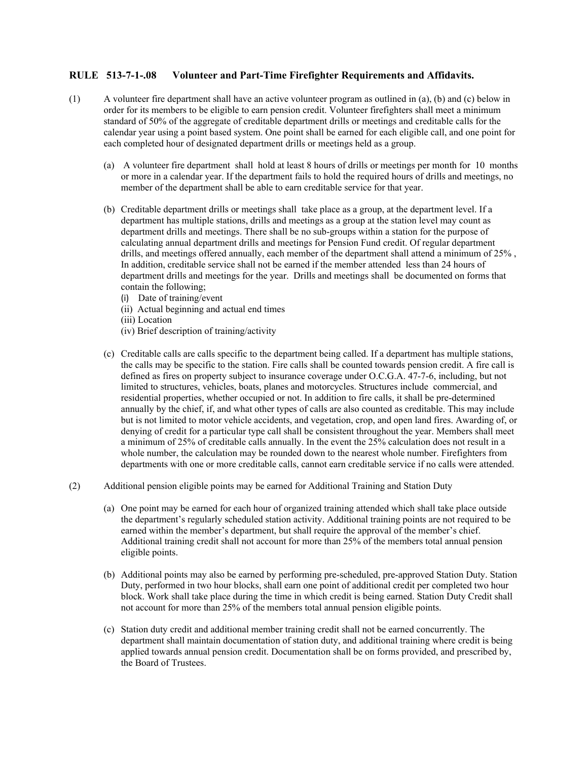## RULE 513-7-1-.08 Volunteer and Part-Time Firefighter Requirements and Affidavits.

(1) A volunteer fire department shall have an active volunteer program as outlined in (a), (b) and (c) below in order for its members to be eligible to earn pension credit. Volunteer firefighters shall meet a minimum standard of 50% of the aggregate of creditable department drills or meetings and creditable calls for the calendar year using a point based system. One point shall be earned for each eligible call, and one point for each completed hour of designated department drills or meetings held as a group.

(a) A volunteer fire department shall hold at least 8 hours of drills or meetings per month for 10 months or more in a calendar year. If the department fails to hold the required hours of drills and meetings, no member of the department shall be able to earn creditable service for that year.

(b) Creditable department drills or meetings shall take place as a group, at the department level. If a department has multiple stations, drills and meetings as a group at the station level may count as department drills and meetings. There shall be no sub-groups within a station for the purpose of calculating annual department drills and meetings for Pension Fund credit. Of regular department drills, and meetings offered annually, each member of the department shall attend a minimum of 25% , In addition, creditable service shall not be earned if the member attended less than 24 hours of department drills and meetings for the year. Drills and meetings shall be documented on forms that contain the following;

(i) Date of training/event
(ii) Actual beginning and actual end times
(iii) Location
(iv) Brief description of training/activity

(c) Creditable calls are calls specific to the department being called. If a department has multiple stations, the calls may be specific to the station. Fire calls shall be counted towards pension credit. A fire call is defined as fires on property subject to insurance coverage under O.C.G.A. 47-7-6, including, but not limited to structures, vehicles, boats, planes and motorcycles. Structures include commercial, and residential properties, whether occupied or not. In addition to fire calls, it shall be pre-determined annually by the chief, if, and what other types of calls are also counted as creditable. This may include but is not limited to motor vehicle accidents, and vegetation, crop, and open land fires. Awarding of, or denying of credit for a particular type call shall be consistent throughout the year. Members shall meet a minimum of 25% of creditable calls annually. In the event the 25% calculation does not result in a whole number, the calculation may be rounded down to the nearest whole number. Firefighters from departments with one or more creditable calls, cannot earn creditable service if no calls were attended.

(2) Additional pension eligible points may be earned for Additional Training and Station Duty

(a) One point may be earned for each hour of organized training attended which shall take place outside the department's regularly scheduled station activity. Additional training points are not required to be earned within the member's department, but shall require the approval of the member's chief. Additional training credit shall not account for more than 25% of the members total annual pension eligible points.

(b) Additional points may also be earned by performing pre-scheduled, pre-approved Station Duty. Station Duty, performed in two hour blocks, shall earn one point of additional credit per completed two hour block. Work shall take place during the time in which credit is being earned. Station Duty Credit shall not account for more than 25% of the members total annual pension eligible points.

(c) Station duty credit and additional member training credit shall not be earned concurrently. The department shall maintain documentation of station duty, and additional training where credit is being applied towards annual pension credit. Documentation shall be on forms provided, and prescribed by, the Board of Trustees.